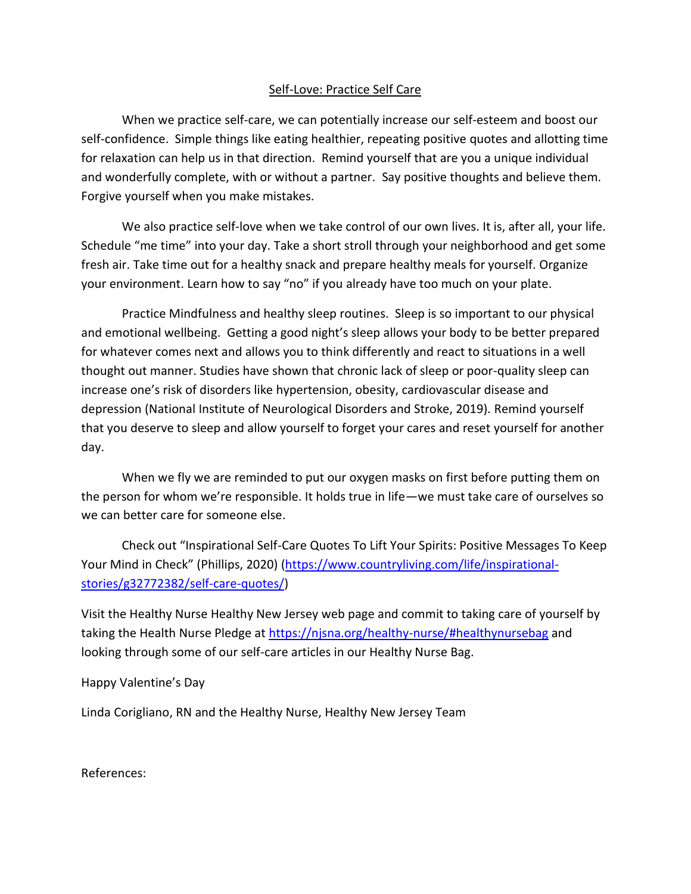## Self-Love: Practice Self Care

When we practice self-care, we can potentially increase our self-esteem and boost our self-confidence. Simple things like eating healthier, repeating positive quotes and allotting time for relaxation can help us in that direction. Remind yourself that are you a unique individual and wonderfully complete, with or without a partner. Say positive thoughts and believe them. Forgive yourself when you make mistakes.

We also practice self-love when we take control of our own lives. It is, after all, your life. Schedule "me time" into your day. Take a short stroll through your neighborhood and get some fresh air. Take time out for a healthy snack and prepare healthy meals for yourself. Organize your environment. Learn how to say "no" if you already have too much on your plate.

Practice Mindfulness and healthy sleep routines. Sleep is so important to our physical and emotional wellbeing. Getting a good night's sleep allows your body to be better prepared for whatever comes next and allows you to think differently and react to situations in a well thought out manner. Studies have shown that chronic lack of sleep or poor-quality sleep can increase one's risk of disorders like hypertension, obesity, cardiovascular disease and depression (National Institute of Neurological Disorders and Stroke, 2019). Remind yourself that you deserve to sleep and allow yourself to forget your cares and reset yourself for another day.

When we fly we are reminded to put our oxygen masks on first before putting them on the person for whom we're responsible. It holds true in life—we must take care of ourselves so we can better care for someone else.

Check out "Inspirational Self-Care Quotes To Lift Your Spirits: Positive Messages To Keep Your Mind in Check" (Phillips, 2020) (https://www.countryliving.com/life/inspirational-stories/g32772382/self-care-quotes/)

Visit the Healthy Nurse Healthy New Jersey web page and commit to taking care of yourself by taking the Health Nurse Pledge at https://njsna.org/healthy-nurse/#healthynursebag and looking through some of our self-care articles in our Healthy Nurse Bag.

Happy Valentine's Day

Linda Corigliano, RN and the Healthy Nurse, Healthy New Jersey Team

References: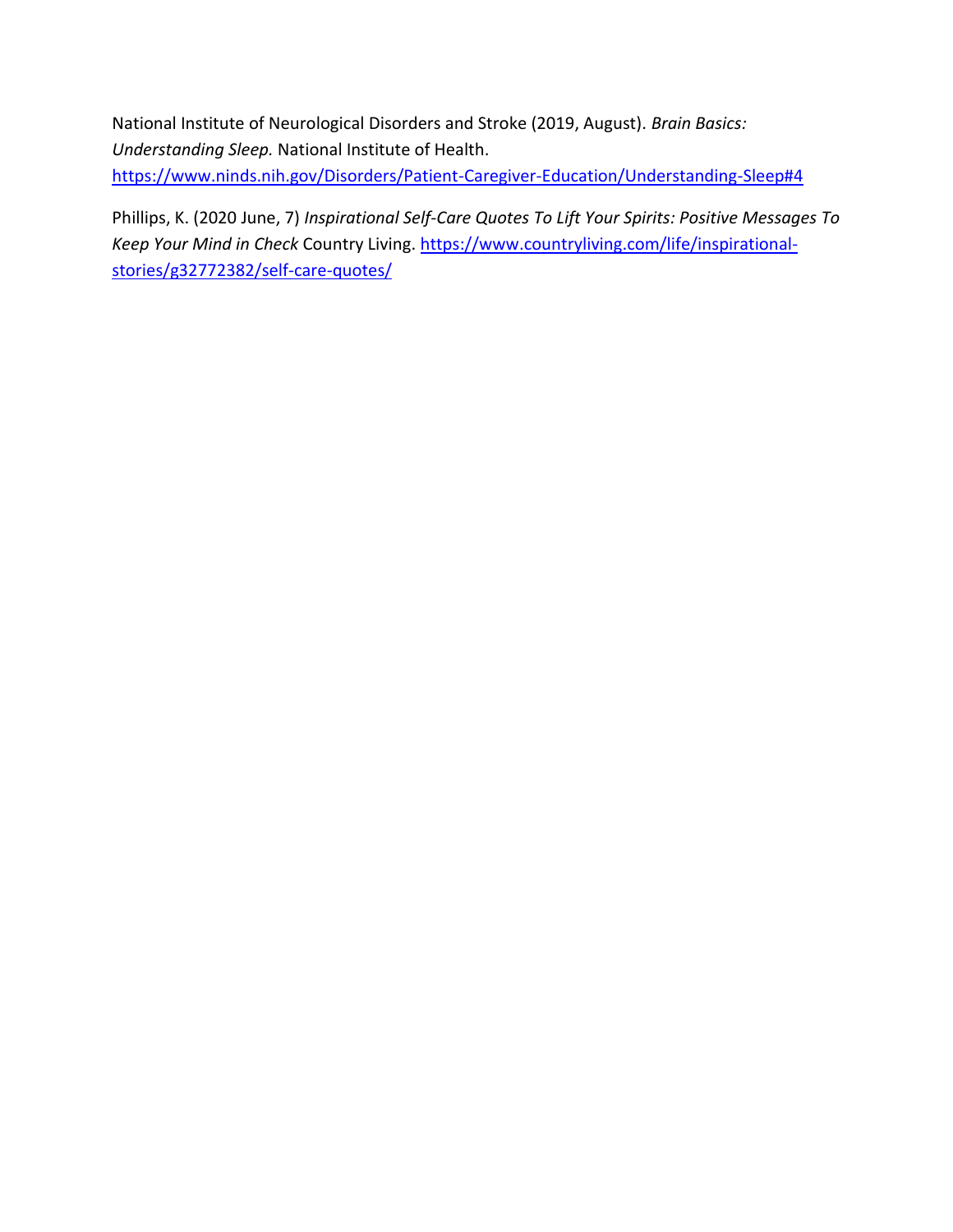National Institute of Neurological Disorders and Stroke (2019, August). *Brain Basics: Understanding Sleep.* National Institute of Health. https://www.ninds.nih.gov/Disorders/Patient-Caregiver-Education/Understanding-Sleep#4

Phillips, K. (2020 June, 7) *Inspirational Self-Care Quotes To Lift Your Spirits: Positive Messages To Keep Your Mind in Check* Country Living. https://www.countryliving.com/life/inspirational-stories/g32772382/self-care-quotes/